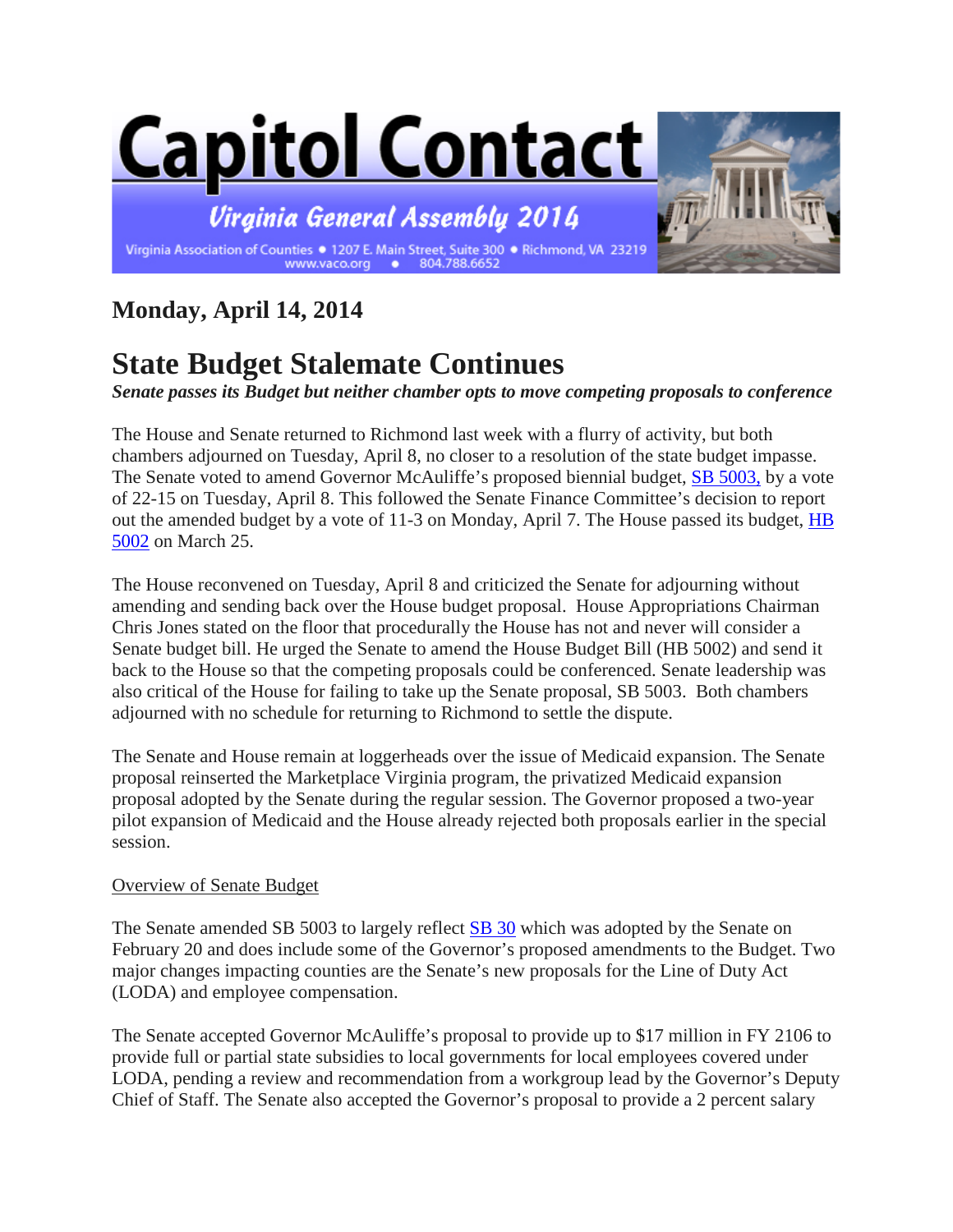# Capitol Contact

### Virginia General Assembly 2014

Virginia Association of Counties • 1207 E. Main Street, Suite 300 • Richmond, VA 23219
www.vaco.org • 804.788.6652

## Monday, April 14, 2014

# State Budget Stalemate Continues

***Senate passes its Budget but neither chamber opts to move competing proposals to conference***

The House and Senate returned to Richmond last week with a flurry of activity, but both chambers adjourned on Tuesday, April 8, no closer to a resolution of the state budget impasse. The Senate voted to amend Governor McAuliffe's proposed biennial budget, SB 5003, by a vote of 22-15 on Tuesday, April 8. This followed the Senate Finance Committee's decision to report out the amended budget by a vote of 11-3 on Monday, April 7. The House passed its budget, HB 5002 on March 25.

The House reconvened on Tuesday, April 8 and criticized the Senate for adjourning without amending and sending back over the House budget proposal. House Appropriations Chairman Chris Jones stated on the floor that procedurally the House has not and never will consider a Senate budget bill. He urged the Senate to amend the House Budget Bill (HB 5002) and send it back to the House so that the competing proposals could be conferenced. Senate leadership was also critical of the House for failing to take up the Senate proposal, SB 5003. Both chambers adjourned with no schedule for returning to Richmond to settle the dispute.

The Senate and House remain at loggerheads over the issue of Medicaid expansion. The Senate proposal reinserted the Marketplace Virginia program, the privatized Medicaid expansion proposal adopted by the Senate during the regular session. The Governor proposed a two-year pilot expansion of Medicaid and the House already rejected both proposals earlier in the special session.

Overview of Senate Budget

The Senate amended SB 5003 to largely reflect SB 30 which was adopted by the Senate on February 20 and does include some of the Governor's proposed amendments to the Budget. Two major changes impacting counties are the Senate's new proposals for the Line of Duty Act (LODA) and employee compensation.

The Senate accepted Governor McAuliffe's proposal to provide up to $17 million in FY 2106 to provide full or partial state subsidies to local governments for local employees covered under LODA, pending a review and recommendation from a workgroup lead by the Governor's Deputy Chief of Staff. The Senate also accepted the Governor's proposal to provide a 2 percent salary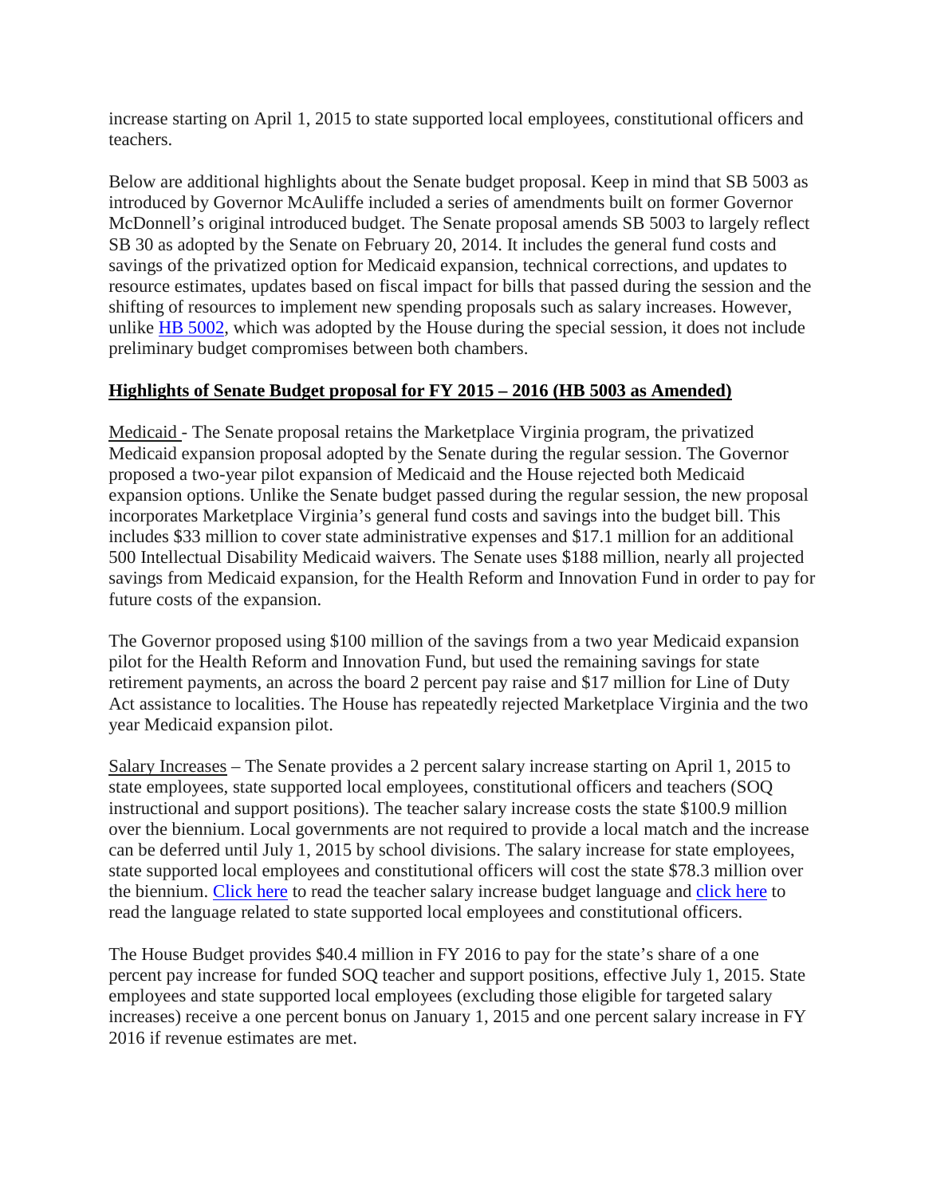increase starting on April 1, 2015 to state supported local employees, constitutional officers and teachers.

Below are additional highlights about the Senate budget proposal. Keep in mind that SB 5003 as introduced by Governor McAuliffe included a series of amendments built on former Governor McDonnell's original introduced budget. The Senate proposal amends SB 5003 to largely reflect SB 30 as adopted by the Senate on February 20, 2014. It includes the general fund costs and savings of the privatized option for Medicaid expansion, technical corrections, and updates to resource estimates, updates based on fiscal impact for bills that passed during the session and the shifting of resources to implement new spending proposals such as salary increases. However, unlike HB 5002, which was adopted by the House during the special session, it does not include preliminary budget compromises between both chambers.

**Highlights of Senate Budget proposal for FY 2015 – 2016 (HB 5003 as Amended)**

Medicaid - The Senate proposal retains the Marketplace Virginia program, the privatized Medicaid expansion proposal adopted by the Senate during the regular session. The Governor proposed a two-year pilot expansion of Medicaid and the House rejected both Medicaid expansion options. Unlike the Senate budget passed during the regular session, the new proposal incorporates Marketplace Virginia's general fund costs and savings into the budget bill. This includes $33 million to cover state administrative expenses and $17.1 million for an additional 500 Intellectual Disability Medicaid waivers. The Senate uses $188 million, nearly all projected savings from Medicaid expansion, for the Health Reform and Innovation Fund in order to pay for future costs of the expansion.

The Governor proposed using $100 million of the savings from a two year Medicaid expansion pilot for the Health Reform and Innovation Fund, but used the remaining savings for state retirement payments, an across the board 2 percent pay raise and $17 million for Line of Duty Act assistance to localities. The House has repeatedly rejected Marketplace Virginia and the two year Medicaid expansion pilot.

Salary Increases – The Senate provides a 2 percent salary increase starting on April 1, 2015 to state employees, state supported local employees, constitutional officers and teachers (SOQ instructional and support positions). The teacher salary increase costs the state $100.9 million over the biennium. Local governments are not required to provide a local match and the increase can be deferred until July 1, 2015 by school divisions. The salary increase for state employees, state supported local employees and constitutional officers will cost the state $78.3 million over the biennium. Click here to read the teacher salary increase budget language and click here to read the language related to state supported local employees and constitutional officers.

The House Budget provides $40.4 million in FY 2016 to pay for the state's share of a one percent pay increase for funded SOQ teacher and support positions, effective July 1, 2015. State employees and state supported local employees (excluding those eligible for targeted salary increases) receive a one percent bonus on January 1, 2015 and one percent salary increase in FY 2016 if revenue estimates are met.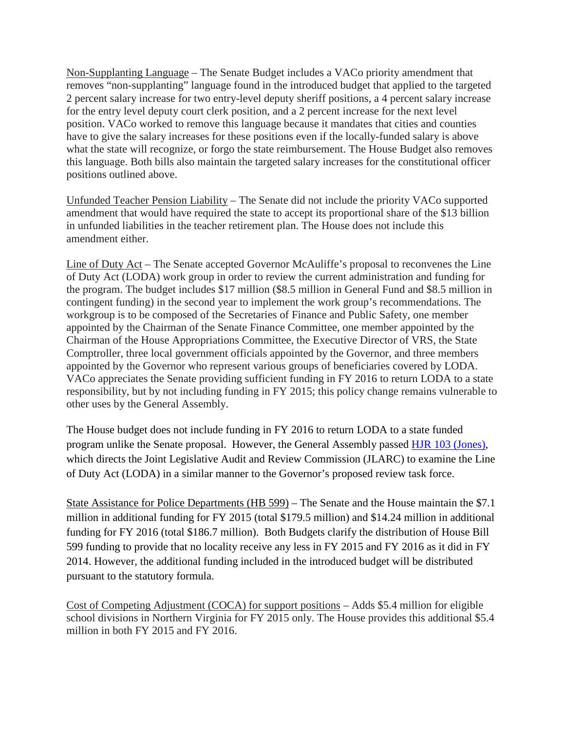Non-Supplanting Language – The Senate Budget includes a VACo priority amendment that removes "non-supplanting" language found in the introduced budget that applied to the targeted 2 percent salary increase for two entry-level deputy sheriff positions, a 4 percent salary increase for the entry level deputy court clerk position, and a 2 percent increase for the next level position. VACo worked to remove this language because it mandates that cities and counties have to give the salary increases for these positions even if the locally-funded salary is above what the state will recognize, or forgo the state reimbursement. The House Budget also removes this language. Both bills also maintain the targeted salary increases for the constitutional officer positions outlined above.

Unfunded Teacher Pension Liability – The Senate did not include the priority VACo supported amendment that would have required the state to accept its proportional share of the $13 billion in unfunded liabilities in the teacher retirement plan. The House does not include this amendment either.

Line of Duty Act – The Senate accepted Governor McAuliffe's proposal to reconvenes the Line of Duty Act (LODA) work group in order to review the current administration and funding for the program. The budget includes $17 million ($8.5 million in General Fund and $8.5 million in contingent funding) in the second year to implement the work group's recommendations. The workgroup is to be composed of the Secretaries of Finance and Public Safety, one member appointed by the Chairman of the Senate Finance Committee, one member appointed by the Chairman of the House Appropriations Committee, the Executive Director of VRS, the State Comptroller, three local government officials appointed by the Governor, and three members appointed by the Governor who represent various groups of beneficiaries covered by LODA. VACo appreciates the Senate providing sufficient funding in FY 2016 to return LODA to a state responsibility, but by not including funding in FY 2015; this policy change remains vulnerable to other uses by the General Assembly.

The House budget does not include funding in FY 2016 to return LODA to a state funded program unlike the Senate proposal. However, the General Assembly passed HJR 103 (Jones), which directs the Joint Legislative Audit and Review Commission (JLARC) to examine the Line of Duty Act (LODA) in a similar manner to the Governor's proposed review task force.

State Assistance for Police Departments (HB 599) – The Senate and the House maintain the $7.1 million in additional funding for FY 2015 (total $179.5 million) and $14.24 million in additional funding for FY 2016 (total $186.7 million). Both Budgets clarify the distribution of House Bill 599 funding to provide that no locality receive any less in FY 2015 and FY 2016 as it did in FY 2014. However, the additional funding included in the introduced budget will be distributed pursuant to the statutory formula.

Cost of Competing Adjustment (COCA) for support positions – Adds $5.4 million for eligible school divisions in Northern Virginia for FY 2015 only. The House provides this additional $5.4 million in both FY 2015 and FY 2016.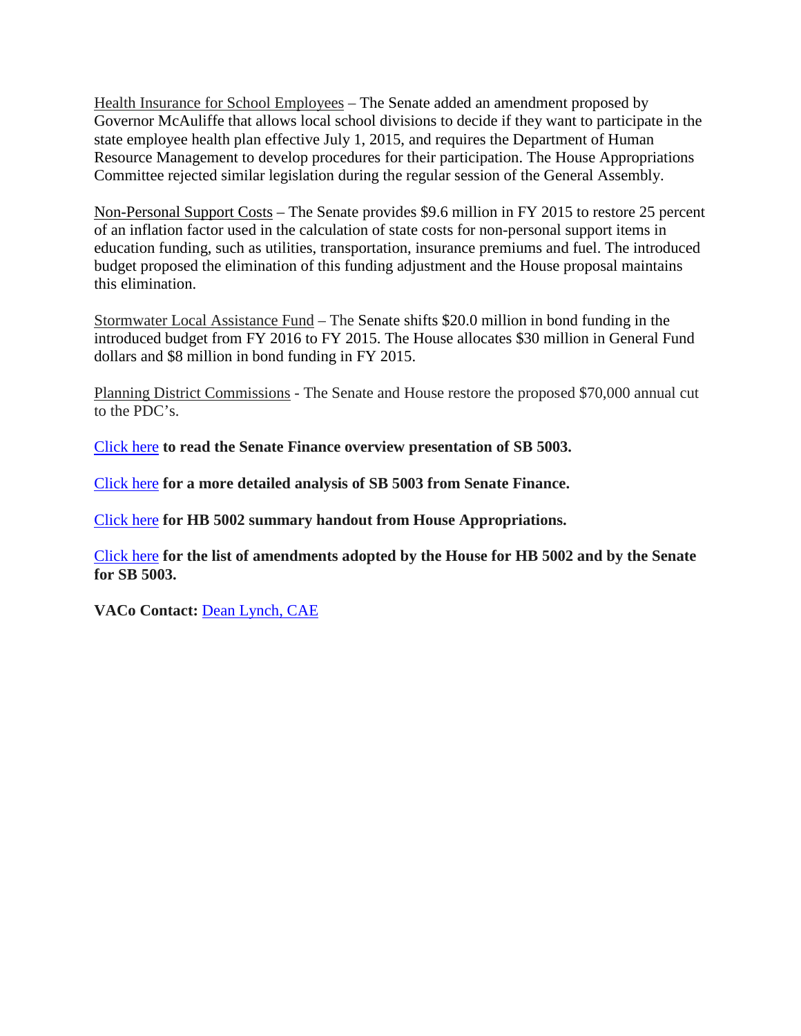Health Insurance for School Employees – The Senate added an amendment proposed by Governor McAuliffe that allows local school divisions to decide if they want to participate in the state employee health plan effective July 1, 2015, and requires the Department of Human Resource Management to develop procedures for their participation. The House Appropriations Committee rejected similar legislation during the regular session of the General Assembly.

Non-Personal Support Costs – The Senate provides $9.6 million in FY 2015 to restore 25 percent of an inflation factor used in the calculation of state costs for non-personal support items in education funding, such as utilities, transportation, insurance premiums and fuel. The introduced budget proposed the elimination of this funding adjustment and the House proposal maintains this elimination.

Stormwater Local Assistance Fund – The Senate shifts $20.0 million in bond funding in the introduced budget from FY 2016 to FY 2015. The House allocates $30 million in General Fund dollars and $8 million in bond funding in FY 2015.

Planning District Commissions - The Senate and House restore the proposed $70,000 annual cut to the PDC's.

Click here **to read the Senate Finance overview presentation of SB 5003.**

Click here **for a more detailed analysis of SB 5003 from Senate Finance.**

Click here **for HB 5002 summary handout from House Appropriations.**

Click here **for the list of amendments adopted by the House for HB 5002 and by the Senate for SB 5003.**

**VACo Contact:** Dean Lynch, CAE